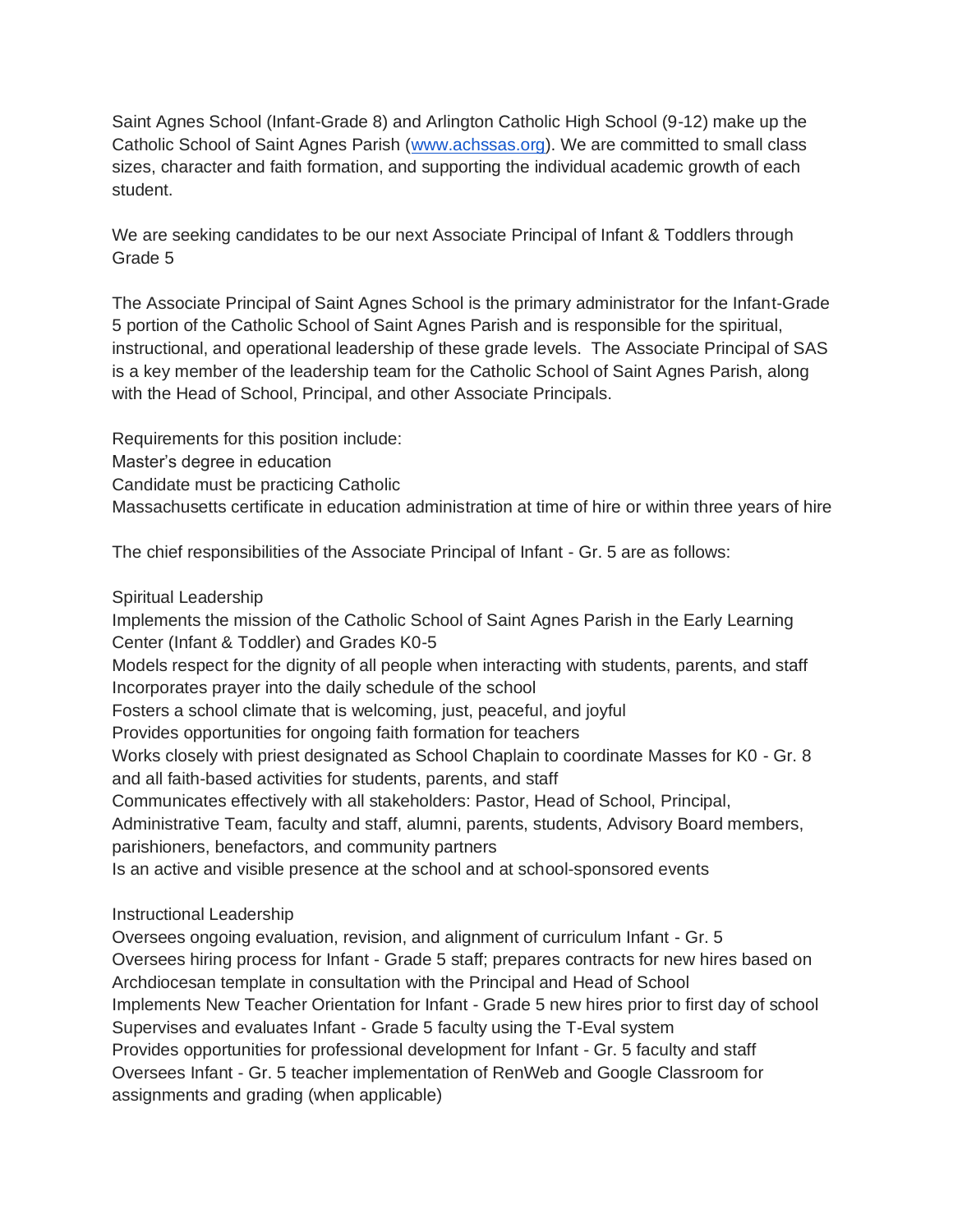Saint Agnes School (Infant-Grade 8) and Arlington Catholic High School (9-12) make up the Catholic School of Saint Agnes Parish ([www.achssas.org](http://www.achssas.org)). We are committed to small class sizes, character and faith formation, and supporting the individual academic growth of each student.

We are seeking candidates to be our next Associate Principal of Infant & Toddlers through Grade 5

The Associate Principal of Saint Agnes School is the primary administrator for the Infant-Grade 5 portion of the Catholic School of Saint Agnes Parish and is responsible for the spiritual, instructional, and operational leadership of these grade levels. The Associate Principal of SAS is a key member of the leadership team for the Catholic School of Saint Agnes Parish, along with the Head of School, Principal, and other Associate Principals.

Requirements for this position include:

Master's degree in education

Candidate must be practicing Catholic

Massachusetts certificate in education administration at time of hire or within three years of hire

The chief responsibilities of the Associate Principal of Infant - Gr. 5 are as follows:

Spiritual Leadership

Implements the mission of the Catholic School of Saint Agnes Parish in the Early Learning Center (Infant & Toddler) and Grades K0-5

Models respect for the dignity of all people when interacting with students, parents, and staff

Incorporates prayer into the daily schedule of the school

Fosters a school climate that is welcoming, just, peaceful, and joyful

Provides opportunities for ongoing faith formation for teachers

Works closely with priest designated as School Chaplain to coordinate Masses for K0 - Gr. 8 and all faith-based activities for students, parents, and staff

Communicates effectively with all stakeholders: Pastor, Head of School, Principal, Administrative Team, faculty and staff, alumni, parents, students, Advisory Board members, parishioners, benefactors, and community partners

Is an active and visible presence at the school and at school-sponsored events

Instructional Leadership

Oversees ongoing evaluation, revision, and alignment of curriculum Infant - Gr. 5

Oversees hiring process for Infant - Grade 5 staff; prepares contracts for new hires based on Archdiocesan template in consultation with the Principal and Head of School

Implements New Teacher Orientation for Infant - Grade 5 new hires prior to first day of school

Supervises and evaluates Infant - Grade 5 faculty using the T-Eval system

Provides opportunities for professional development for Infant - Gr. 5 faculty and staff

Oversees Infant - Gr. 5 teacher implementation of RenWeb and Google Classroom for assignments and grading (when applicable)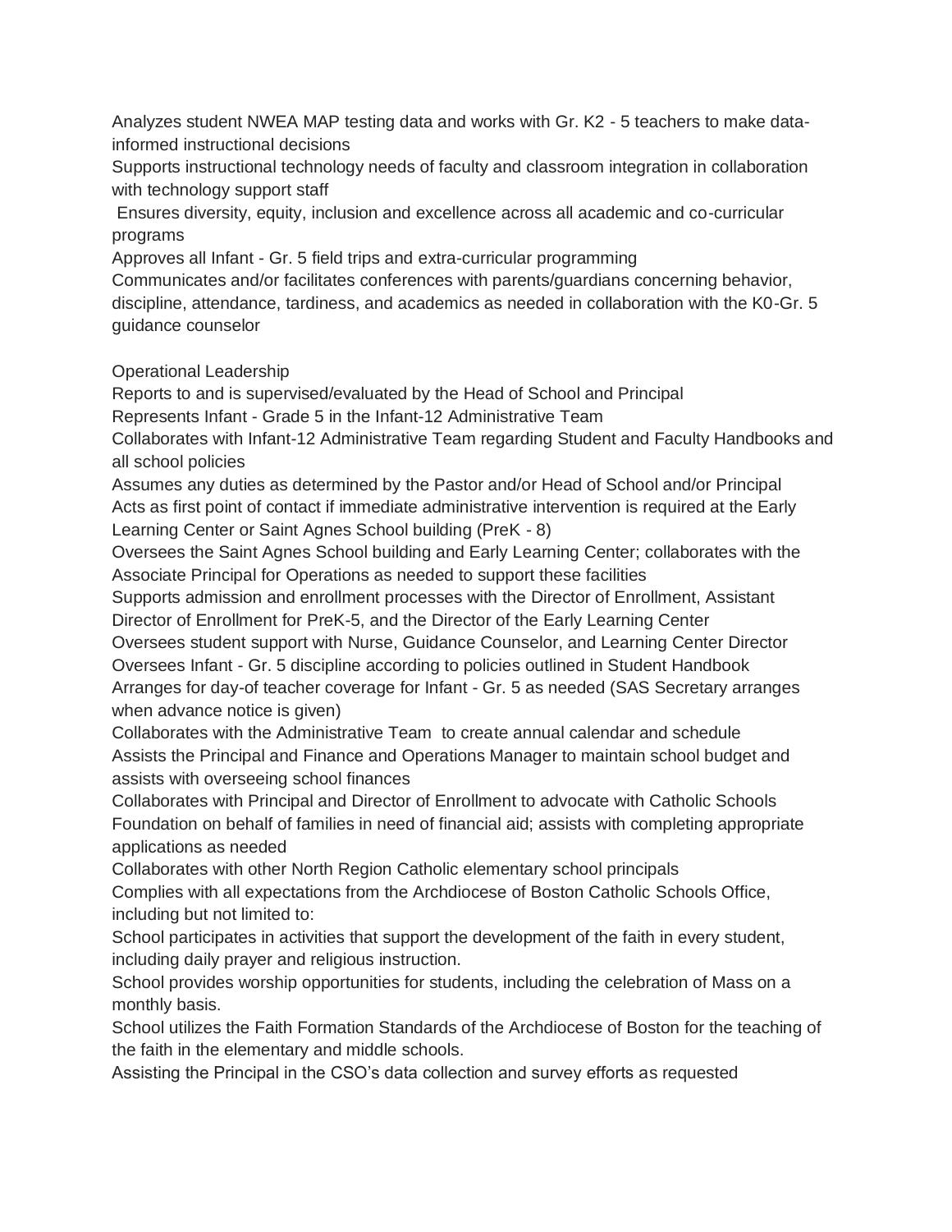Analyzes student NWEA MAP testing data and works with Gr. K2 - 5 teachers to make data-informed instructional decisions

Supports instructional technology needs of faculty and classroom integration in collaboration with technology support staff

Ensures diversity, equity, inclusion and excellence across all academic and co-curricular programs

Approves all Infant - Gr. 5 field trips and extra-curricular programming

Communicates and/or facilitates conferences with parents/guardians concerning behavior, discipline, attendance, tardiness, and academics as needed in collaboration with the K0-Gr. 5 guidance counselor

Operational Leadership

Reports to and is supervised/evaluated by the Head of School and Principal

Represents Infant - Grade 5 in the Infant-12 Administrative Team

Collaborates with Infant-12 Administrative Team regarding Student and Faculty Handbooks and all school policies

Assumes any duties as determined by the Pastor and/or Head of School and/or Principal

Acts as first point of contact if immediate administrative intervention is required at the Early Learning Center or Saint Agnes School building (PreK - 8)

Oversees the Saint Agnes School building and Early Learning Center; collaborates with the Associate Principal for Operations as needed to support these facilities

Supports admission and enrollment processes with the Director of Enrollment, Assistant Director of Enrollment for PreK-5, and the Director of the Early Learning Center

Oversees student support with Nurse, Guidance Counselor, and Learning Center Director

Oversees Infant - Gr. 5 discipline according to policies outlined in Student Handbook

Arranges for day-of teacher coverage for Infant - Gr. 5 as needed (SAS Secretary arranges when advance notice is given)

Collaborates with the Administrative Team to create annual calendar and schedule

Assists the Principal and Finance and Operations Manager to maintain school budget and assists with overseeing school finances

Collaborates with Principal and Director of Enrollment to advocate with Catholic Schools Foundation on behalf of families in need of financial aid; assists with completing appropriate applications as needed

Collaborates with other North Region Catholic elementary school principals

Complies with all expectations from the Archdiocese of Boston Catholic Schools Office, including but not limited to:

School participates in activities that support the development of the faith in every student, including daily prayer and religious instruction.

School provides worship opportunities for students, including the celebration of Mass on a monthly basis.

School utilizes the Faith Formation Standards of the Archdiocese of Boston for the teaching of the faith in the elementary and middle schools.

Assisting the Principal in the CSO's data collection and survey efforts as requested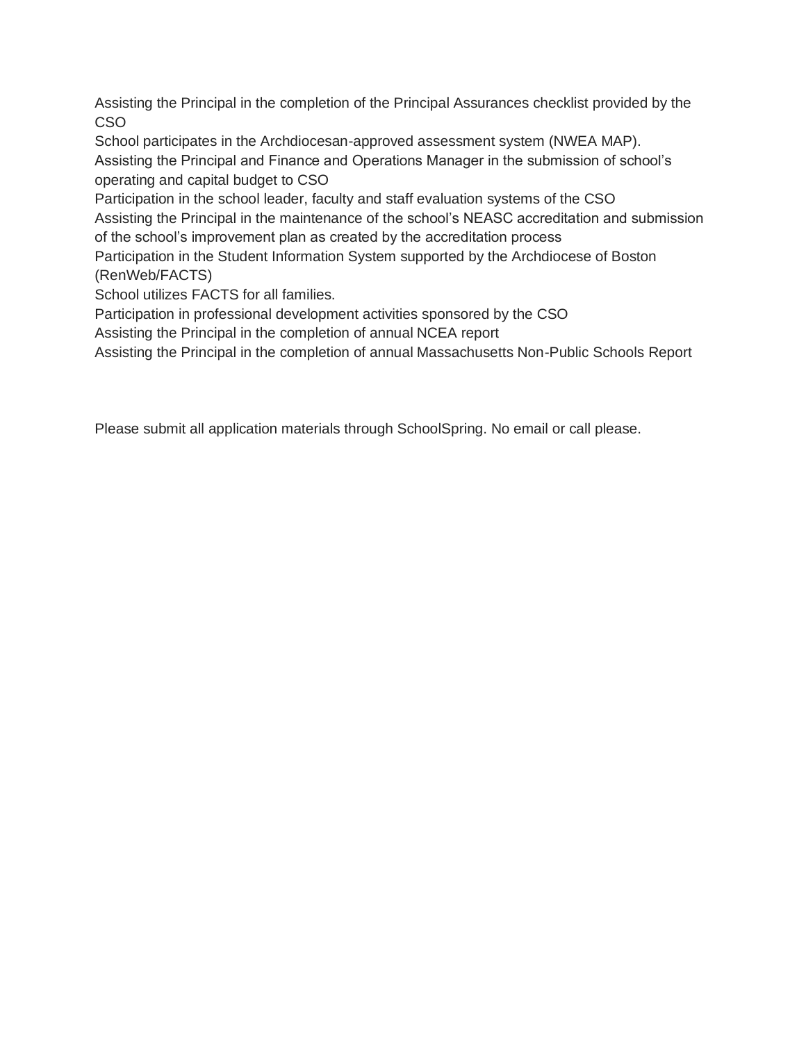Assisting the Principal in the completion of the Principal Assurances checklist provided by the CSO

School participates in the Archdiocesan-approved assessment system (NWEA MAP).

Assisting the Principal and Finance and Operations Manager in the submission of school's operating and capital budget to CSO

Participation in the school leader, faculty and staff evaluation systems of the CSO

Assisting the Principal in the maintenance of the school's NEASC accreditation and submission of the school's improvement plan as created by the accreditation process

Participation in the Student Information System supported by the Archdiocese of Boston (RenWeb/FACTS)

School utilizes FACTS for all families.

Participation in professional development activities sponsored by the CSO

Assisting the Principal in the completion of annual NCEA report

Assisting the Principal in the completion of annual Massachusetts Non-Public Schools Report

Please submit all application materials through SchoolSpring. No email or call please.